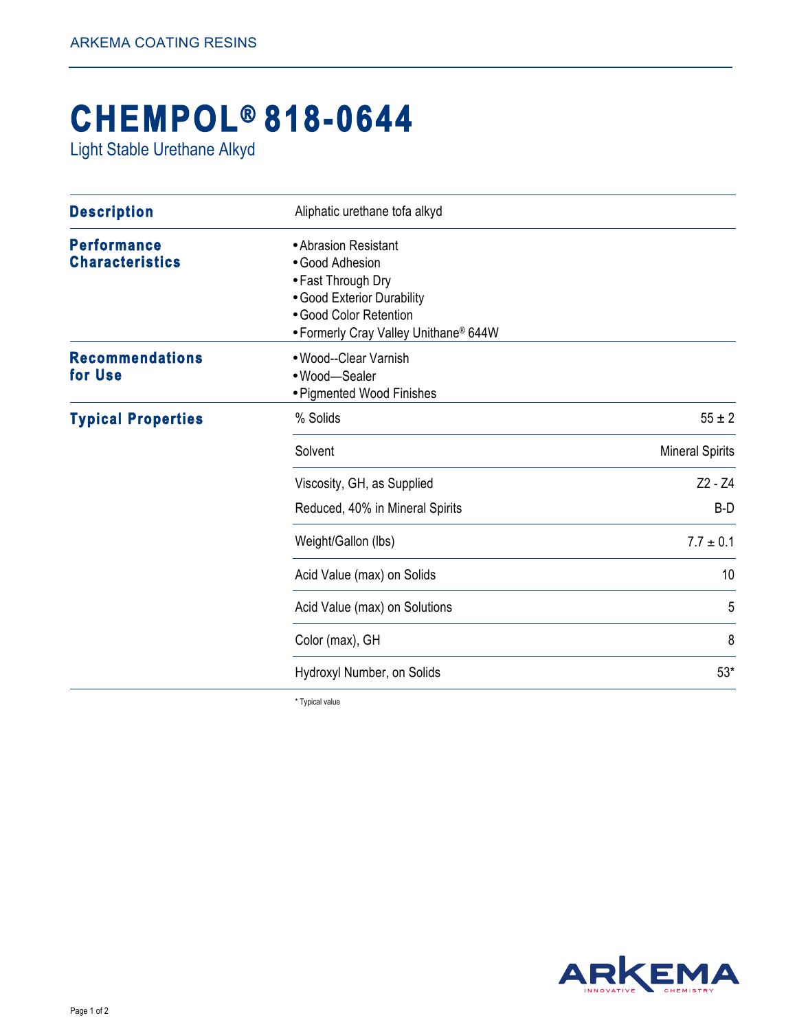ARKEMA COATING RESINS

# CHEMPOL® 818-0644

Light Stable Urethane Alkyd

## Description

Aliphatic urethane tofa alkyd

## Performance Characteristics

- Abrasion Resistant
- Good Adhesion
- Fast Through Dry
- Good Exterior Durability
- Good Color Retention
- Formerly Cray Valley Unithane® 644W

## Recommendations for Use

- Wood--Clear Varnish
- Wood—Sealer
- Pigmented Wood Finishes

## Typical Properties

| Property | Value |
|---|---|
| % Solids | 55 ± 2 |
| Solvent | Mineral Spirits |
| Viscosity, GH, as Supplied | Z2 - Z4 |
| Reduced, 40% in Mineral Spirits | B-D |
| Weight/Gallon (lbs) | 7.7 ± 0.1 |
| Acid Value (max) on Solids | 10 |
| Acid Value (max) on Solutions | 5 |
| Color (max), GH | 8 |
| Hydroxyl Number, on Solids | 53* |

* Typical value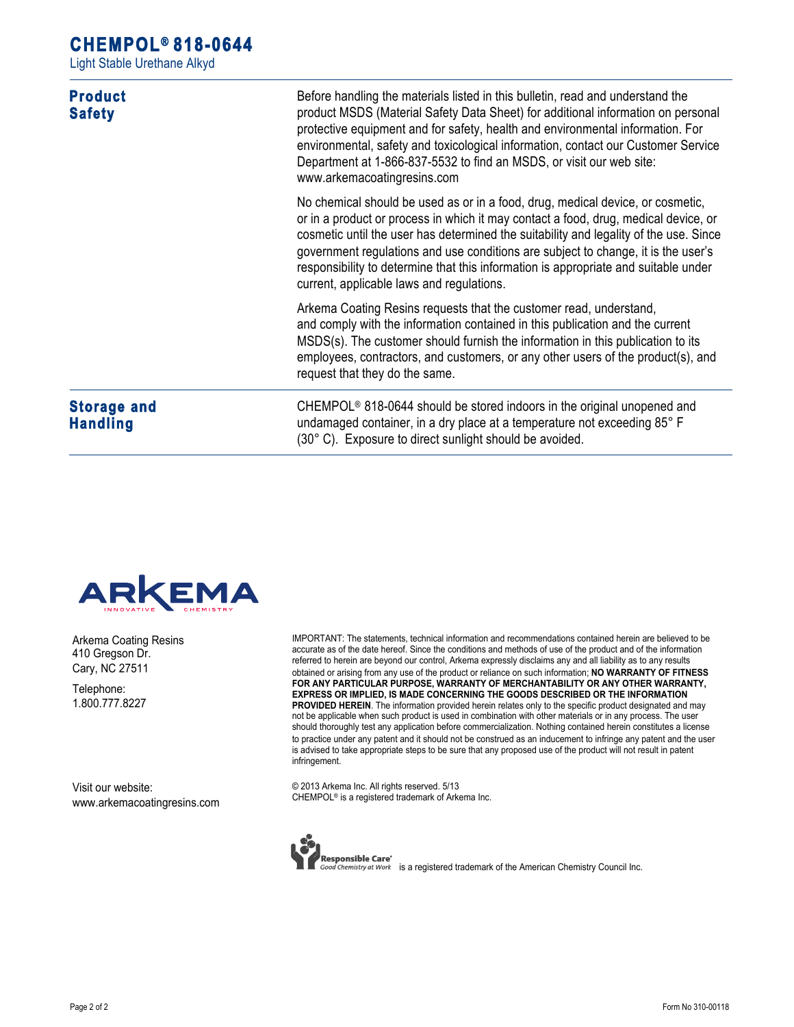## Product Safety

Before handling the materials listed in this bulletin, read and understand the product MSDS (Material Safety Data Sheet) for additional information on personal protective equipment and for safety, health and environmental information. For environmental, safety and toxicological information, contact our Customer Service Department at 1-866-837-5532 to find an MSDS, or visit our web site: www.arkemacoatingresins.com

No chemical should be used as or in a food, drug, medical device, or cosmetic, or in a product or process in which it may contact a food, drug, medical device, or cosmetic until the user has determined the suitability and legality of the use. Since government regulations and use conditions are subject to change, it is the user's responsibility to determine that this information is appropriate and suitable under current, applicable laws and regulations.

Arkema Coating Resins requests that the customer read, understand, and comply with the information contained in this publication and the current MSDS(s). The customer should furnish the information in this publication to its employees, contractors, and customers, or any other users of the product(s), and request that they do the same.

## Storage and Handling

CHEMPOL® 818-0644 should be stored indoors in the original unopened and undamaged container, in a dry place at a temperature not exceeding 85° F (30° C). Exposure to direct sunlight should be avoided.

ARKEMA
INNOVATIVE CHEMISTRY

Arkema Coating Resins
410 Gregson Dr.
Cary, NC 27511

Telephone:
1.800.777.8227

Visit our website:
www.arkemacoatingresins.com

IMPORTANT: The statements, technical information and recommendations contained herein are believed to be accurate as of the date hereof. Since the conditions and methods of use of the product and of the information referred to herein are beyond our control, Arkema expressly disclaims any and all liability as to any results obtained or arising from any use of the product or reliance on such information; **NO WARRANTY OF FITNESS FOR ANY PARTICULAR PURPOSE, WARRANTY OF MERCHANTABILITY OR ANY OTHER WARRANTY, EXPRESS OR IMPLIED, IS MADE CONCERNING THE GOODS DESCRIBED OR THE INFORMATION PROVIDED HEREIN**. The information provided herein relates only to the specific product designated and may not be applicable when such product is used in combination with other materials or in any process. The user should thoroughly test any application before commercialization. Nothing contained herein constitutes a license to practice under any patent and it should not be construed as an inducement to infringe any patent and the user is advised to take appropriate steps to be sure that any proposed use of the product will not result in patent infringement.

© 2013 Arkema Inc. All rights reserved. 5/13
CHEMPOL® is a registered trademark of Arkema Inc.

Responsible Care® *Good Chemistry at Work* is a registered trademark of the American Chemistry Council Inc.

Form No 310-00118